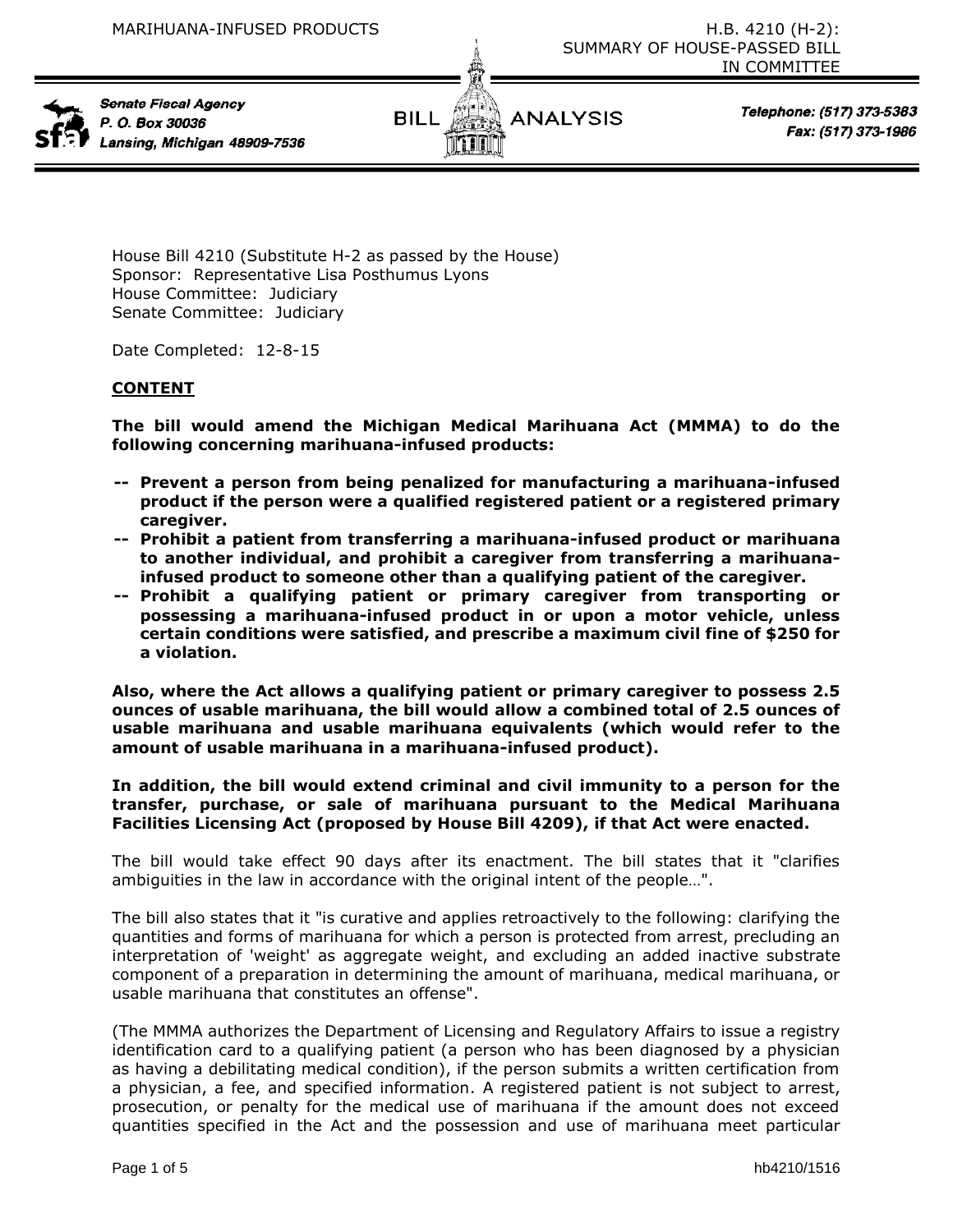MARIHUANA-INFUSED PRODUCTS

H.B. 4210 (H-2): SUMMARY OF HOUSE-PASSED BILL IN COMMITTEE

Senate Fiscal Agency
P. O. Box 30036
Lansing, Michigan 48909-7536

BILL ANALYSIS

Telephone: (517) 373-5383
Fax: (517) 373-1986

House Bill 4210 (Substitute H-2 as passed by the House)
Sponsor: Representative Lisa Posthumus Lyons
House Committee: Judiciary
Senate Committee: Judiciary

Date Completed: 12-8-15

## CONTENT

**The bill would amend the Michigan Medical Marihuana Act (MMMA) to do the following concerning marihuana-infused products:**

- **-- Prevent a person from being penalized for manufacturing a marihuana-infused product if the person were a qualified registered patient or a registered primary caregiver.**
- **-- Prohibit a patient from transferring a marihuana-infused product or marihuana to another individual, and prohibit a caregiver from transferring a marihuana-infused product to someone other than a qualifying patient of the caregiver.**
- **-- Prohibit a qualifying patient or primary caregiver from transporting or possessing a marihuana-infused product in or upon a motor vehicle, unless certain conditions were satisfied, and prescribe a maximum civil fine of $250 for a violation.**

**Also, where the Act allows a qualifying patient or primary caregiver to possess 2.5 ounces of usable marihuana, the bill would allow a combined total of 2.5 ounces of usable marihuana and usable marihuana equivalents (which would refer to the amount of usable marihuana in a marihuana-infused product).**

**In addition, the bill would extend criminal and civil immunity to a person for the transfer, purchase, or sale of marihuana pursuant to the Medical Marihuana Facilities Licensing Act (proposed by House Bill 4209), if that Act were enacted.**

The bill would take effect 90 days after its enactment. The bill states that it "clarifies ambiguities in the law in accordance with the original intent of the people…".

The bill also states that it "is curative and applies retroactively to the following: clarifying the quantities and forms of marihuana for which a person is protected from arrest, precluding an interpretation of 'weight' as aggregate weight, and excluding an added inactive substrate component of a preparation in determining the amount of marihuana, medical marihuana, or usable marihuana that constitutes an offense".

(The MMMA authorizes the Department of Licensing and Regulatory Affairs to issue a registry identification card to a qualifying patient (a person who has been diagnosed by a physician as having a debilitating medical condition), if the person submits a written certification from a physician, a fee, and specified information. A registered patient is not subject to arrest, prosecution, or penalty for the medical use of marihuana if the amount does not exceed quantities specified in the Act and the possession and use of marihuana meet particular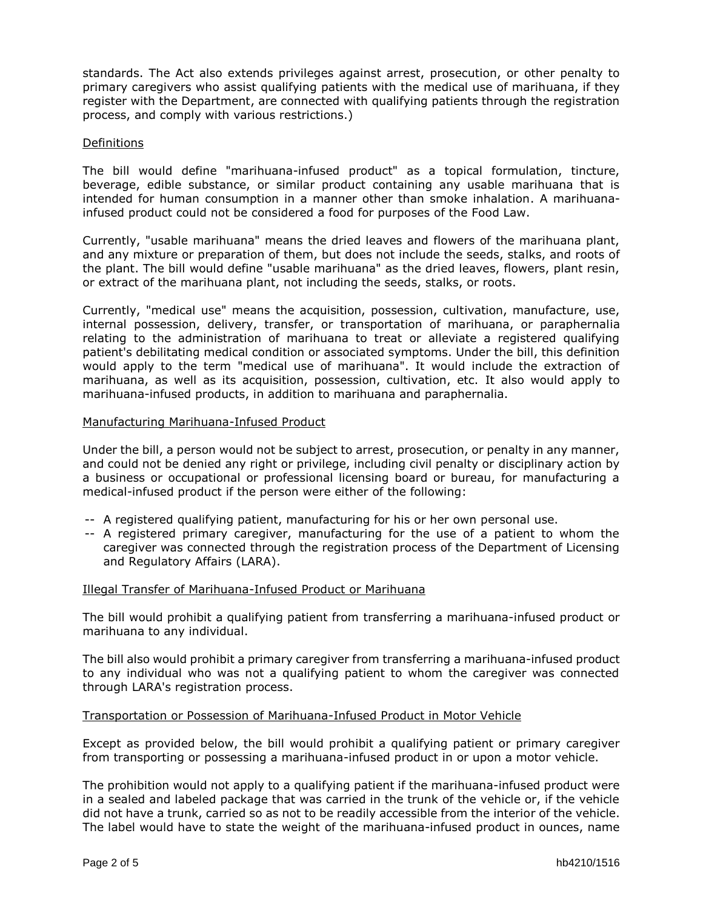standards. The Act also extends privileges against arrest, prosecution, or other penalty to primary caregivers who assist qualifying patients with the medical use of marihuana, if they register with the Department, are connected with qualifying patients through the registration process, and comply with various restrictions.)

## Definitions

The bill would define "marihuana-infused product" as a topical formulation, tincture, beverage, edible substance, or similar product containing any usable marihuana that is intended for human consumption in a manner other than smoke inhalation. A marihuana-infused product could not be considered a food for purposes of the Food Law.

Currently, "usable marihuana" means the dried leaves and flowers of the marihuana plant, and any mixture or preparation of them, but does not include the seeds, stalks, and roots of the plant. The bill would define "usable marihuana" as the dried leaves, flowers, plant resin, or extract of the marihuana plant, not including the seeds, stalks, or roots.

Currently, "medical use" means the acquisition, possession, cultivation, manufacture, use, internal possession, delivery, transfer, or transportation of marihuana, or paraphernalia relating to the administration of marihuana to treat or alleviate a registered qualifying patient's debilitating medical condition or associated symptoms. Under the bill, this definition would apply to the term "medical use of marihuana". It would include the extraction of marihuana, as well as its acquisition, possession, cultivation, etc. It also would apply to marihuana-infused products, in addition to marihuana and paraphernalia.

## Manufacturing Marihuana-Infused Product

Under the bill, a person would not be subject to arrest, prosecution, or penalty in any manner, and could not be denied any right or privilege, including civil penalty or disciplinary action by a business or occupational or professional licensing board or bureau, for manufacturing a medical-infused product if the person were either of the following:

- A registered qualifying patient, manufacturing for his or her own personal use.
- A registered primary caregiver, manufacturing for the use of a patient to whom the caregiver was connected through the registration process of the Department of Licensing and Regulatory Affairs (LARA).

## Illegal Transfer of Marihuana-Infused Product or Marihuana

The bill would prohibit a qualifying patient from transferring a marihuana-infused product or marihuana to any individual.

The bill also would prohibit a primary caregiver from transferring a marihuana-infused product to any individual who was not a qualifying patient to whom the caregiver was connected through LARA's registration process.

## Transportation or Possession of Marihuana-Infused Product in Motor Vehicle

Except as provided below, the bill would prohibit a qualifying patient or primary caregiver from transporting or possessing a marihuana-infused product in or upon a motor vehicle.

The prohibition would not apply to a qualifying patient if the marihuana-infused product were in a sealed and labeled package that was carried in the trunk of the vehicle or, if the vehicle did not have a trunk, carried so as not to be readily accessible from the interior of the vehicle. The label would have to state the weight of the marihuana-infused product in ounces, name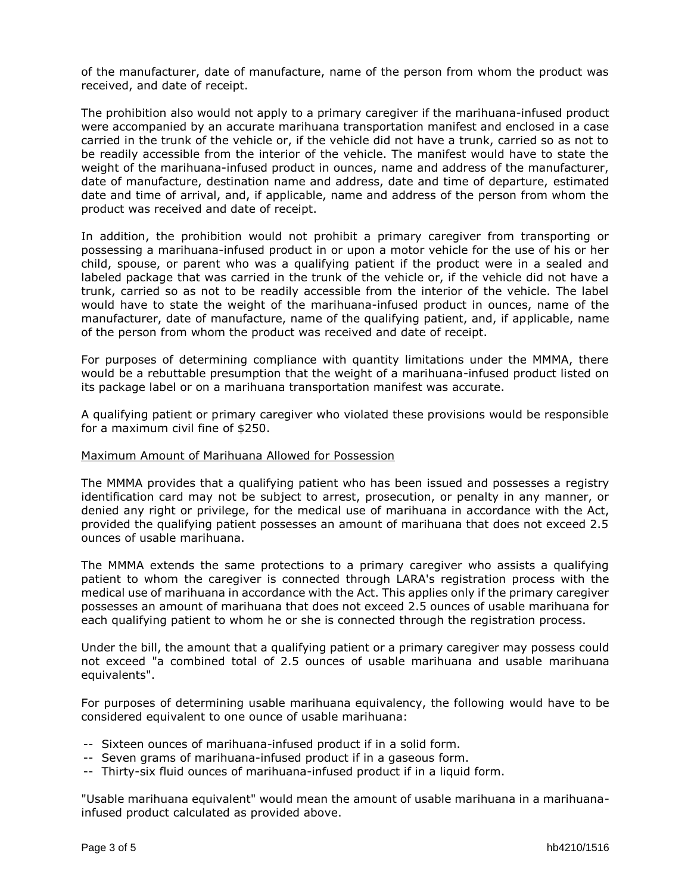of the manufacturer, date of manufacture, name of the person from whom the product was received, and date of receipt.

The prohibition also would not apply to a primary caregiver if the marihuana-infused product were accompanied by an accurate marihuana transportation manifest and enclosed in a case carried in the trunk of the vehicle or, if the vehicle did not have a trunk, carried so as not to be readily accessible from the interior of the vehicle. The manifest would have to state the weight of the marihuana-infused product in ounces, name and address of the manufacturer, date of manufacture, destination name and address, date and time of departure, estimated date and time of arrival, and, if applicable, name and address of the person from whom the product was received and date of receipt.

In addition, the prohibition would not prohibit a primary caregiver from transporting or possessing a marihuana-infused product in or upon a motor vehicle for the use of his or her child, spouse, or parent who was a qualifying patient if the product were in a sealed and labeled package that was carried in the trunk of the vehicle or, if the vehicle did not have a trunk, carried so as not to be readily accessible from the interior of the vehicle. The label would have to state the weight of the marihuana-infused product in ounces, name of the manufacturer, date of manufacture, name of the qualifying patient, and, if applicable, name of the person from whom the product was received and date of receipt.

For purposes of determining compliance with quantity limitations under the MMMA, there would be a rebuttable presumption that the weight of a marihuana-infused product listed on its package label or on a marihuana transportation manifest was accurate.

A qualifying patient or primary caregiver who violated these provisions would be responsible for a maximum civil fine of $250.

Maximum Amount of Marihuana Allowed for Possession

The MMMA provides that a qualifying patient who has been issued and possesses a registry identification card may not be subject to arrest, prosecution, or penalty in any manner, or denied any right or privilege, for the medical use of marihuana in accordance with the Act, provided the qualifying patient possesses an amount of marihuana that does not exceed 2.5 ounces of usable marihuana.

The MMMA extends the same protections to a primary caregiver who assists a qualifying patient to whom the caregiver is connected through LARA's registration process with the medical use of marihuana in accordance with the Act. This applies only if the primary caregiver possesses an amount of marihuana that does not exceed 2.5 ounces of usable marihuana for each qualifying patient to whom he or she is connected through the registration process.

Under the bill, the amount that a qualifying patient or a primary caregiver may possess could not exceed "a combined total of 2.5 ounces of usable marihuana and usable marihuana equivalents".

For purposes of determining usable marihuana equivalency, the following would have to be considered equivalent to one ounce of usable marihuana:

-- Sixteen ounces of marihuana-infused product if in a solid form.
-- Seven grams of marihuana-infused product if in a gaseous form.
-- Thirty-six fluid ounces of marihuana-infused product if in a liquid form.

"Usable marihuana equivalent" would mean the amount of usable marihuana in a marihuana-infused product calculated as provided above.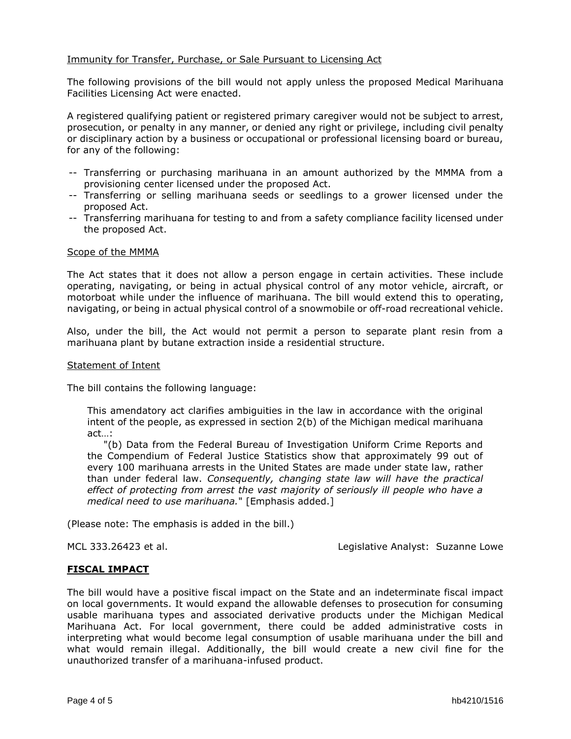Immunity for Transfer, Purchase, or Sale Pursuant to Licensing Act

The following provisions of the bill would not apply unless the proposed Medical Marihuana Facilities Licensing Act were enacted.

A registered qualifying patient or registered primary caregiver would not be subject to arrest, prosecution, or penalty in any manner, or denied any right or privilege, including civil penalty or disciplinary action by a business or occupational or professional licensing board or bureau, for any of the following:

- Transferring or purchasing marihuana in an amount authorized by the MMMA from a provisioning center licensed under the proposed Act.
- Transferring or selling marihuana seeds or seedlings to a grower licensed under the proposed Act.
- Transferring marihuana for testing to and from a safety compliance facility licensed under the proposed Act.

Scope of the MMMA

The Act states that it does not allow a person engage in certain activities. These include operating, navigating, or being in actual physical control of any motor vehicle, aircraft, or motorboat while under the influence of marihuana. The bill would extend this to operating, navigating, or being in actual physical control of a snowmobile or off-road recreational vehicle.

Also, under the bill, the Act would not permit a person to separate plant resin from a marihuana plant by butane extraction inside a residential structure.

Statement of Intent

The bill contains the following language:

> This amendatory act clarifies ambiguities in the law in accordance with the original intent of the people, as expressed in section 2(b) of the Michigan medical marihuana act…:
>
> "(b) Data from the Federal Bureau of Investigation Uniform Crime Reports and the Compendium of Federal Justice Statistics show that approximately 99 out of every 100 marihuana arrests in the United States are made under state law, rather than under federal law. *Consequently, changing state law will have the practical effect of protecting from arrest the vast majority of seriously ill people who have a medical need to use marihuana.*" [Emphasis added.]

(Please note: The emphasis is added in the bill.)

MCL 333.26423 et al. Legislative Analyst: Suzanne Lowe

## FISCAL IMPACT

The bill would have a positive fiscal impact on the State and an indeterminate fiscal impact on local governments. It would expand the allowable defenses to prosecution for consuming usable marihuana types and associated derivative products under the Michigan Medical Marihuana Act. For local government, there could be added administrative costs in interpreting what would become legal consumption of usable marihuana under the bill and what would remain illegal. Additionally, the bill would create a new civil fine for the unauthorized transfer of a marihuana-infused product.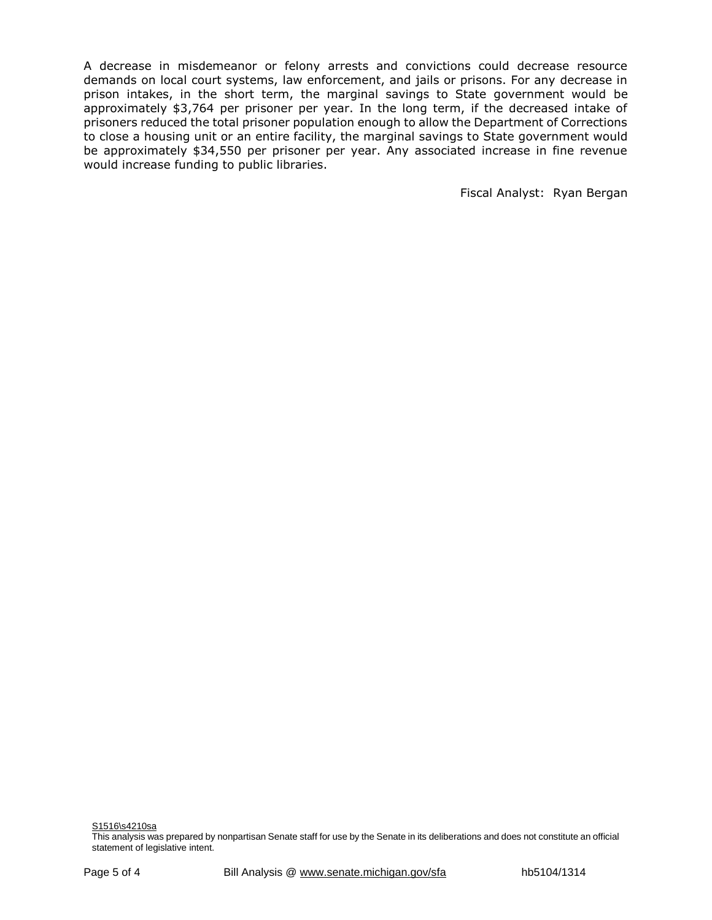A decrease in misdemeanor or felony arrests and convictions could decrease resource demands on local court systems, law enforcement, and jails or prisons. For any decrease in prison intakes, in the short term, the marginal savings to State government would be approximately $3,764 per prisoner per year. In the long term, if the decreased intake of prisoners reduced the total prisoner population enough to allow the Department of Corrections to close a housing unit or an entire facility, the marginal savings to State government would be approximately $34,550 per prisoner per year. Any associated increase in fine revenue would increase funding to public libraries.

Fiscal Analyst: Ryan Bergan

S1516\s4210sa

This analysis was prepared by nonpartisan Senate staff for use by the Senate in its deliberations and does not constitute an official statement of legislative intent.